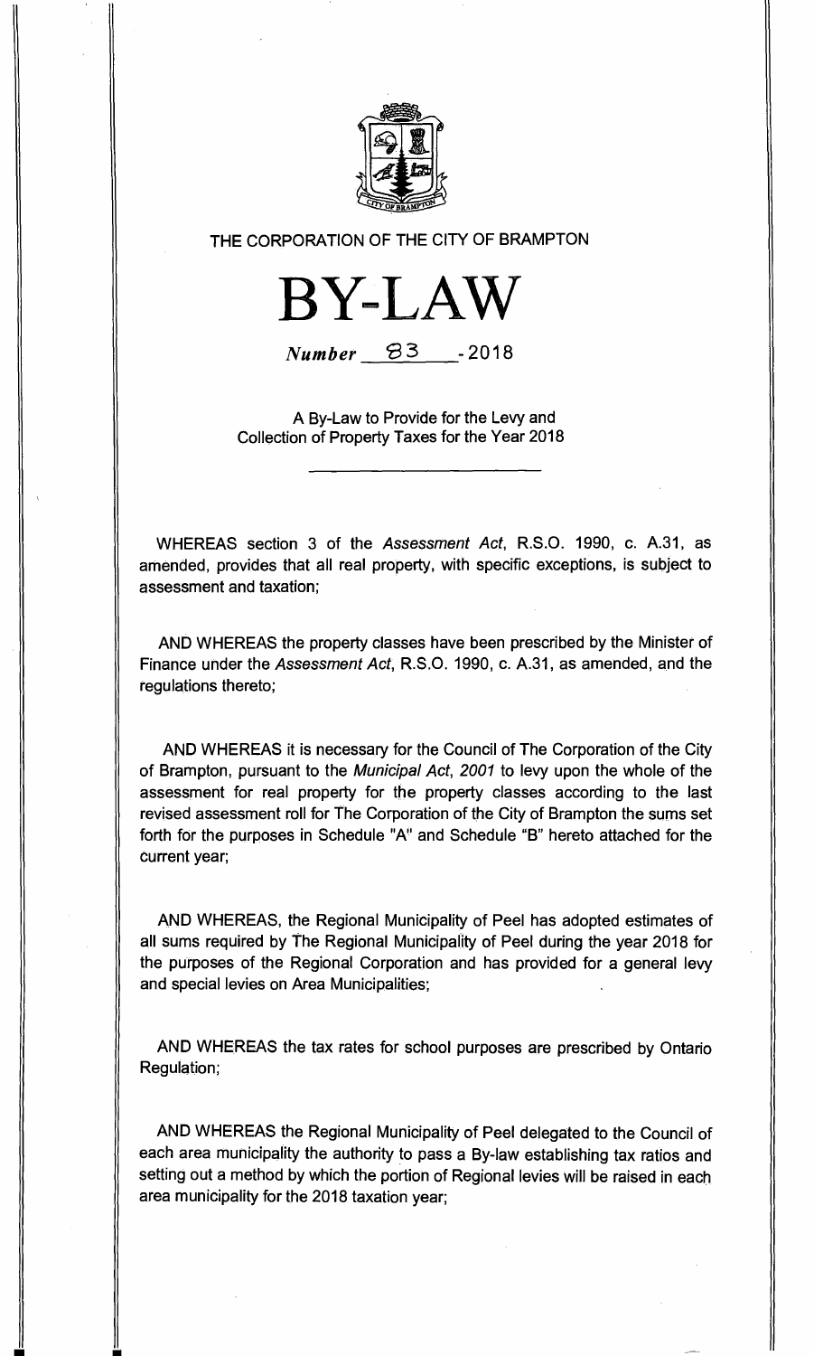THE CORPORATION OF THE CITY OF BRAMPTON

# BY-LAW

*Number* 83 - 2018

A By-Law to Provide for the Levy and Collection of Property Taxes for the Year 2018

WHEREAS section 3 of the *Assessment Act*, R.S.O. 1990, c. A.31, as amended, provides that all real property, with specific exceptions, is subject to assessment and taxation;

AND WHEREAS the property classes have been prescribed by the Minister of Finance under the *Assessment Act*, R.S.O. 1990, c. A.31, as amended, and the regulations thereto;

AND WHEREAS it is necessary for the Council of The Corporation of the City of Brampton, pursuant to the *Municipal Act, 2001* to levy upon the whole of the assessment for real property for the property classes according to the last revised assessment roll for The Corporation of the City of Brampton the sums set forth for the purposes in Schedule "A" and Schedule "B" hereto attached for the current year;

AND WHEREAS, the Regional Municipality of Peel has adopted estimates of all sums required by The Regional Municipality of Peel during the year 2018 for the purposes of the Regional Corporation and has provided for a general levy and special levies on Area Municipalities;

AND WHEREAS the tax rates for school purposes are prescribed by Ontario Regulation;

AND WHEREAS the Regional Municipality of Peel delegated to the Council of each area municipality the authority to pass a By-law establishing tax ratios and setting out a method by which the portion of Regional levies will be raised in each area municipality for the 2018 taxation year;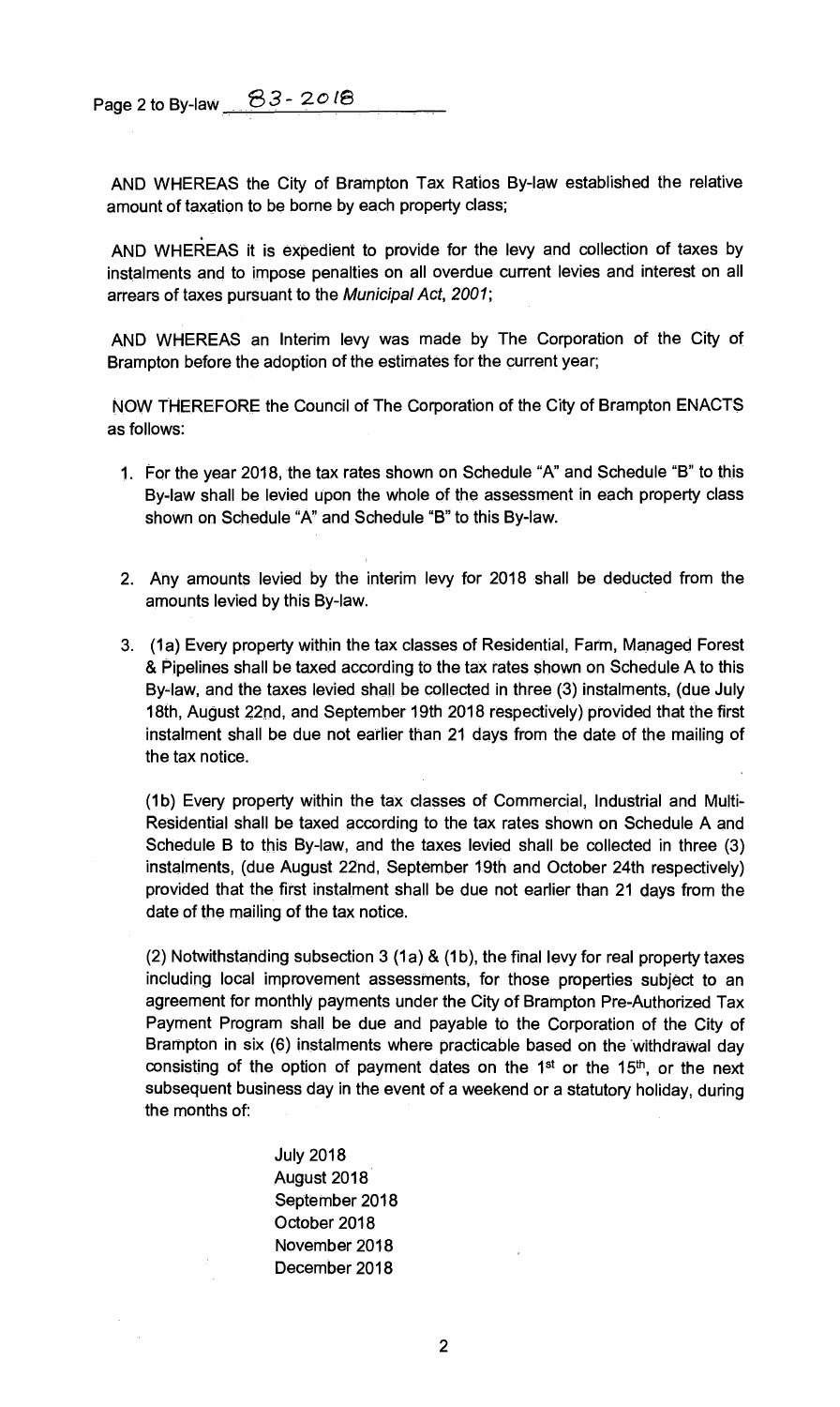AND WHEREAS the City of Brampton Tax Ratios By-law established the relative amount of taxation to be borne by each property class;

AND WHEREAS it is expedient to provide for the levy and collection of taxes by instalments and to impose penalties on all overdue current levies and interest on all arrears of taxes pursuant to the *Municipal Act, 2001*;

AND WHEREAS an Interim levy was made by The Corporation of the City of Brampton before the adoption of the estimates for the current year;

NOW THEREFORE the Council of The Corporation of the City of Brampton ENACTS as follows:

1. For the year 2018, the tax rates shown on Schedule "A" and Schedule "B" to this By-law shall be levied upon the whole of the assessment in each property class shown on Schedule "A" and Schedule "B" to this By-law.

2. Any amounts levied by the interim levy for 2018 shall be deducted from the amounts levied by this By-law.

3. (1a) Every property within the tax classes of Residential, Farm, Managed Forest & Pipelines shall be taxed according to the tax rates shown on Schedule A to this By-law, and the taxes levied shall be collected in three (3) instalments, (due July 18th, August 22nd, and September 19th 2018 respectively) provided that the first instalment shall be due not earlier than 21 days from the date of the mailing of the tax notice.

   (1b) Every property within the tax classes of Commercial, Industrial and Multi-Residential shall be taxed according to the tax rates shown on Schedule A and Schedule B to this By-law, and the taxes levied shall be collected in three (3) instalments, (due August 22nd, September 19th and October 24th respectively) provided that the first instalment shall be due not earlier than 21 days from the date of the mailing of the tax notice.

   (2) Notwithstanding subsection 3 (1a) & (1b), the final levy for real property taxes including local improvement assessments, for those properties subject to an agreement for monthly payments under the City of Brampton Pre-Authorized Tax Payment Program shall be due and payable to the Corporation of the City of Brampton in six (6) instalments where practicable based on the withdrawal day consisting of the option of payment dates on the 1st or the 15th, or the next subsequent business day in the event of a weekend or a statutory holiday, during the months of:

   July 2018
   August 2018
   September 2018
   October 2018
   November 2018
   December 2018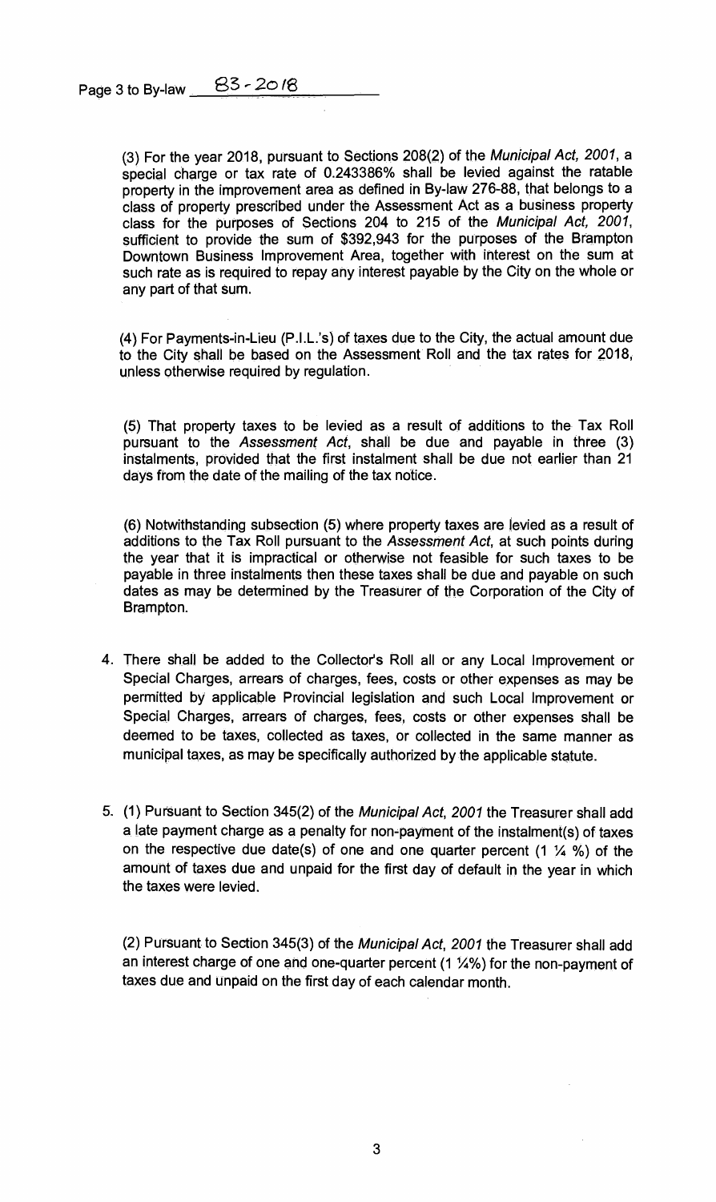Page 3 to By-law 83-2018

(3) For the year 2018, pursuant to Sections 208(2) of the *Municipal Act, 2001*, a special charge or tax rate of 0.243386% shall be levied against the ratable property in the improvement area as defined in By-law 276-88, that belongs to a class of property prescribed under the Assessment Act as a business property class for the purposes of Sections 204 to 215 of the *Municipal Act, 2001*, sufficient to provide the sum of $392,943 for the purposes of the Brampton Downtown Business Improvement Area, together with interest on the sum at such rate as is required to repay any interest payable by the City on the whole or any part of that sum.

(4) For Payments-in-Lieu (P.I.L.'s) of taxes due to the City, the actual amount due to the City shall be based on the Assessment Roll and the tax rates for 2018, unless otherwise required by regulation.

(5) That property taxes to be levied as a result of additions to the Tax Roll pursuant to the *Assessment Act*, shall be due and payable in three (3) instalments, provided that the first instalment shall be due not earlier than 21 days from the date of the mailing of the tax notice.

(6) Notwithstanding subsection (5) where property taxes are levied as a result of additions to the Tax Roll pursuant to the *Assessment Act*, at such points during the year that it is impractical or otherwise not feasible for such taxes to be payable in three instalments then these taxes shall be due and payable on such dates as may be determined by the Treasurer of the Corporation of the City of Brampton.

4. There shall be added to the Collector's Roll all or any Local Improvement or Special Charges, arrears of charges, fees, costs or other expenses as may be permitted by applicable Provincial legislation and such Local Improvement or Special Charges, arrears of charges, fees, costs or other expenses shall be deemed to be taxes, collected as taxes, or collected in the same manner as municipal taxes, as may be specifically authorized by the applicable statute.

5. (1) Pursuant to Section 345(2) of the *Municipal Act, 2001* the Treasurer shall add a late payment charge as a penalty for non-payment of the instalment(s) of taxes on the respective due date(s) of one and one quarter percent (1 ¼ %) of the amount of taxes due and unpaid for the first day of default in the year in which the taxes were levied.

   (2) Pursuant to Section 345(3) of the *Municipal Act, 2001* the Treasurer shall add an interest charge of one and one-quarter percent (1 ¼%) for the non-payment of taxes due and unpaid on the first day of each calendar month.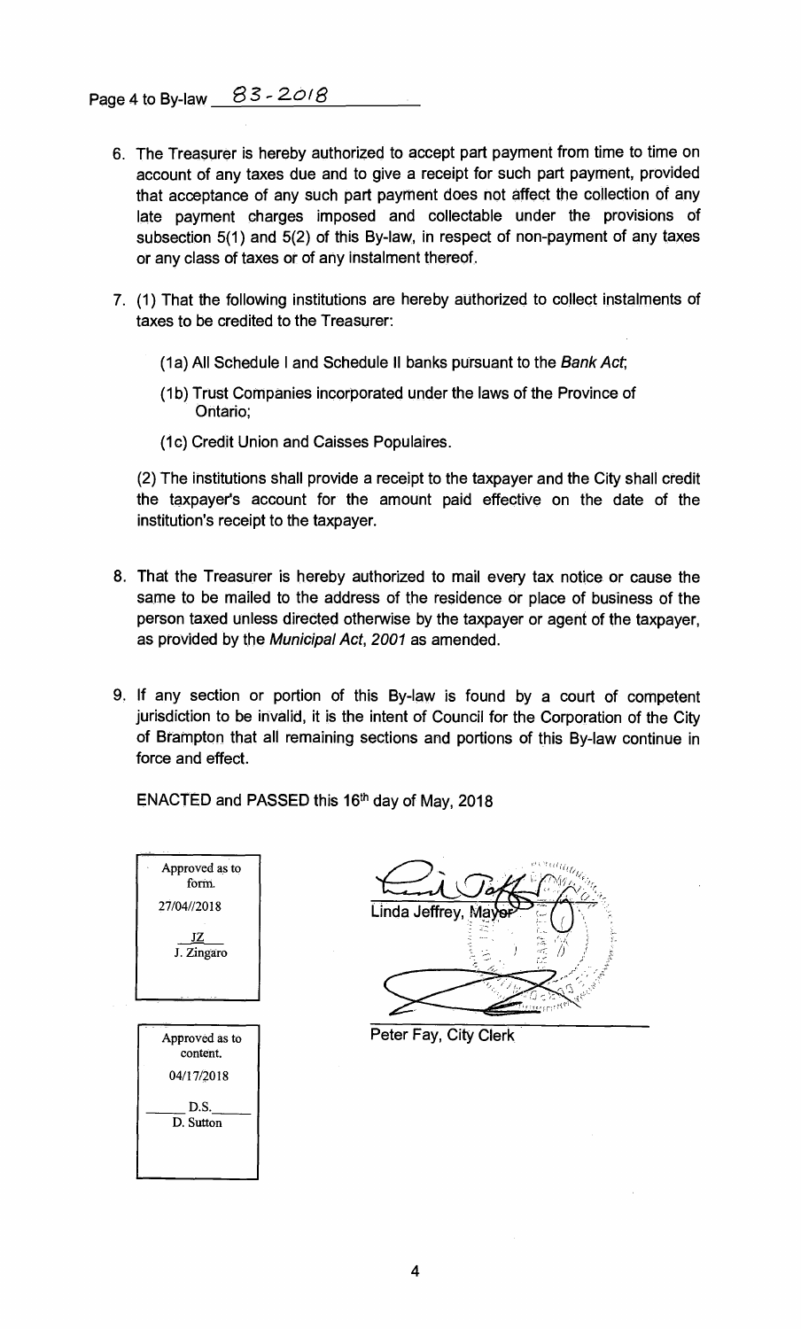Page 4 to By-law 83-2018

6. The Treasurer is hereby authorized to accept part payment from time to time on account of any taxes due and to give a receipt for such part payment, provided that acceptance of any such part payment does not affect the collection of any late payment charges imposed and collectable under the provisions of subsection 5(1) and 5(2) of this By-law, in respect of non-payment of any taxes or any class of taxes or of any instalment thereof.

7. (1) That the following institutions are hereby authorized to collect instalments of taxes to be credited to the Treasurer:

   (1a) All Schedule I and Schedule II banks pursuant to the *Bank Act*;

   (1b) Trust Companies incorporated under the laws of the Province of Ontario;

   (1c) Credit Union and Caisses Populaires.

   (2) The institutions shall provide a receipt to the taxpayer and the City shall credit the taxpayer's account for the amount paid effective on the date of the institution's receipt to the taxpayer.

8. That the Treasurer is hereby authorized to mail every tax notice or cause the same to be mailed to the address of the residence or place of business of the person taxed unless directed otherwise by the taxpayer or agent of the taxpayer, as provided by the *Municipal Act, 2001* as amended.

9. If any section or portion of this By-law is found by a court of competent jurisdiction to be invalid, it is the intent of Council for the Corporation of the City of Brampton that all remaining sections and portions of this By-law continue in force and effect.

ENACTED and PASSED this 16th day of May, 2018

| Approved as to form. |
| --- |
| 27/04//2018 |
| JZ |
| J. Zingaro |

Linda Jeffrey, Mayor

| Approved as to content. |
| --- |
| 04/17/2018 |
| D.S. |
| D. Sutton |

Peter Fay, City Clerk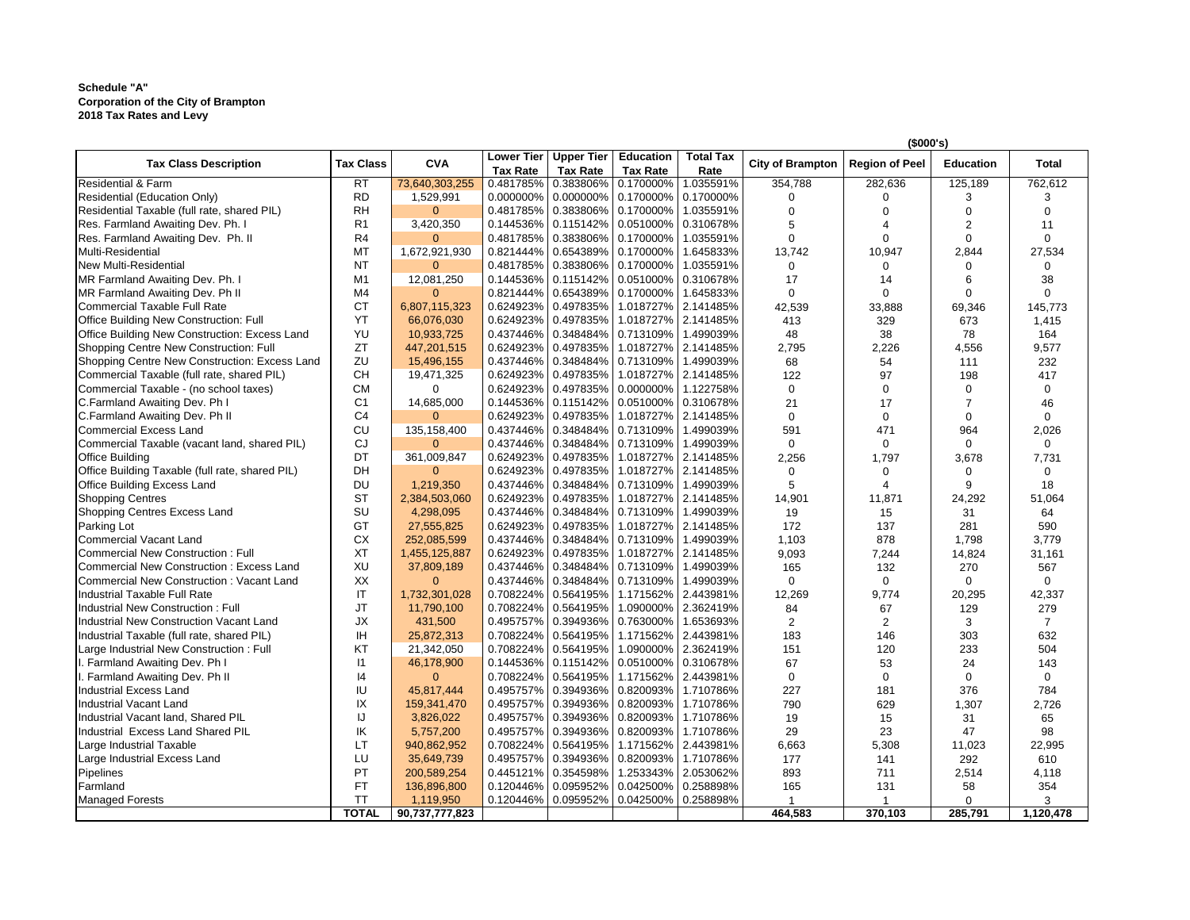**Schedule "A"**
**Corporation of the City of Brampton**
**2018 Tax Rates and Levy**

| Tax Class Description | Tax Class | CVA | Lower Tier Tax Rate | Upper Tier Tax Rate | Education Tax Rate | Total Tax Rate | ($000's) City of Brampton | Region of Peel | Education | Total |
|---|---|---|---|---|---|---|---|---|---|---|
| Residential & Farm | RT | 73,640,303,255 | 0.481785% | 0.383806% | 0.170000% | 1.035591% | 354,788 | 282,636 | 125,189 | 762,612 |
| Residential (Education Only) | RD | 1,529,991 | 0.000000% | 0.000000% | 0.170000% | 0.170000% | 0 | 0 | 3 | 3 |
| Residential Taxable (full rate, shared PIL) | RH | 0 | 0.481785% | 0.383806% | 0.170000% | 1.035591% | 0 | 0 | 0 | 0 |
| Res. Farmland Awaiting Dev. Ph. I | R1 | 3,420,350 | 0.144536% | 0.115142% | 0.051000% | 0.310678% | 5 | 4 | 2 | 11 |
| Res. Farmland Awaiting Dev. Ph. II | R4 | 0 | 0.481785% | 0.383806% | 0.170000% | 1.035591% | 0 | 0 | 0 | 0 |
| Multi-Residential | MT | 1,672,921,930 | 0.821444% | 0.654389% | 0.170000% | 1.645833% | 13,742 | 10,947 | 2,844 | 27,534 |
| New Multi-Residential | NT | 0 | 0.481785% | 0.383806% | 0.170000% | 1.035591% | 0 | 0 | 0 | 0 |
| MR Farmland Awaiting Dev. Ph. I | M1 | 12,081,250 | 0.144536% | 0.115142% | 0.051000% | 0.310678% | 17 | 14 | 6 | 38 |
| MR Farmland Awaiting Dev. Ph II | M4 | 0 | 0.821444% | 0.654389% | 0.170000% | 1.645833% | 0 | 0 | 0 | 0 |
| Commercial Taxable Full Rate | CT | 6,807,115,323 | 0.624923% | 0.497835% | 1.018727% | 2.141485% | 42,539 | 33,888 | 69,346 | 145,773 |
| Office Building New Construction: Full | YT | 66,076,030 | 0.624923% | 0.497835% | 1.018727% | 2.141485% | 413 | 329 | 673 | 1,415 |
| Office Building New Construction: Excess Land | YU | 10,933,725 | 0.437446% | 0.348484% | 0.713109% | 1.499039% | 48 | 38 | 78 | 164 |
| Shopping Centre New Construction: Full | ZT | 447,201,515 | 0.624923% | 0.497835% | 1.018727% | 2.141485% | 2,795 | 2,226 | 4,556 | 9,577 |
| Shopping Centre New Construction: Excess Land | ZU | 15,496,155 | 0.437446% | 0.348484% | 0.713109% | 1.499039% | 68 | 54 | 111 | 232 |
| Commercial Taxable (full rate, shared PIL) | CH | 19,471,325 | 0.624923% | 0.497835% | 1.018727% | 2.141485% | 122 | 97 | 198 | 417 |
| Commercial Taxable - (no school taxes) | CM | 0 | 0.624923% | 0.497835% | 0.000000% | 1.122758% | 0 | 0 | 0 | 0 |
| C.Farmland Awaiting Dev. Ph I | C1 | 14,685,000 | 0.144536% | 0.115142% | 0.051000% | 0.310678% | 21 | 17 | 7 | 46 |
| C.Farmland Awaiting Dev. Ph II | C4 | 0 | 0.624923% | 0.497835% | 1.018727% | 2.141485% | 0 | 0 | 0 | 0 |
| Commercial Excess Land | CU | 135,158,400 | 0.437446% | 0.348484% | 0.713109% | 1.499039% | 591 | 471 | 964 | 2,026 |
| Commercial Taxable (vacant land, shared PIL) | CJ | 0 | 0.437446% | 0.348484% | 0.713109% | 1.499039% | 0 | 0 | 0 | 0 |
| Office Building | DT | 361,009,847 | 0.624923% | 0.497835% | 1.018727% | 2.141485% | 2,256 | 1,797 | 3,678 | 7,731 |
| Office Building Taxable (full rate, shared PIL) | DH | 0 | 0.624923% | 0.497835% | 1.018727% | 2.141485% | 0 | 0 | 0 | 0 |
| Office Building Excess Land | DU | 1,219,350 | 0.437446% | 0.348484% | 0.713109% | 1.499039% | 5 | 4 | 9 | 18 |
| Shopping Centres | ST | 2,384,503,060 | 0.624923% | 0.497835% | 1.018727% | 2.141485% | 14,901 | 11,871 | 24,292 | 51,064 |
| Shopping Centres Excess Land | SU | 4,298,095 | 0.437446% | 0.348484% | 0.713109% | 1.499039% | 19 | 15 | 31 | 64 |
| Parking Lot | GT | 27,555,825 | 0.624923% | 0.497835% | 1.018727% | 2.141485% | 172 | 137 | 281 | 590 |
| Commercial Vacant Land | CX | 252,085,599 | 0.437446% | 0.348484% | 0.713109% | 1.499039% | 1,103 | 878 | 1,798 | 3,779 |
| Commercial New Construction : Full | XT | 1,455,125,887 | 0.624923% | 0.497835% | 1.018727% | 2.141485% | 9,093 | 7,244 | 14,824 | 31,161 |
| Commercial New Construction : Excess Land | XU | 37,809,189 | 0.437446% | 0.348484% | 0.713109% | 1.499039% | 165 | 132 | 270 | 567 |
| Commercial New Construction : Vacant Land | XX | 0 | 0.437446% | 0.348484% | 0.713109% | 1.499039% | 0 | 0 | 0 | 0 |
| Industrial Taxable Full Rate | IT | 1,732,301,028 | 0.708224% | 0.564195% | 1.171562% | 2.443981% | 12,269 | 9,774 | 20,295 | 42,337 |
| Industrial New Construction : Full | JT | 11,790,100 | 0.708224% | 0.564195% | 1.090000% | 2.362419% | 84 | 67 | 129 | 279 |
| Industrial New Construction Vacant Land | JX | 431,500 | 0.495757% | 0.394936% | 0.763000% | 1.653693% | 2 | 2 | 3 | 7 |
| Industrial Taxable (full rate, shared PIL) | IH | 25,872,313 | 0.708224% | 0.564195% | 1.171562% | 2.443981% | 183 | 146 | 303 | 632 |
| Large Industrial New Construction : Full | KT | 21,342,050 | 0.708224% | 0.564195% | 1.090000% | 2.362419% | 151 | 120 | 233 | 504 |
| I. Farmland Awaiting Dev. Ph I | I1 | 46,178,900 | 0.144536% | 0.115142% | 0.051000% | 0.310678% | 67 | 53 | 24 | 143 |
| I. Farmland Awaiting Dev. Ph II | I4 | 0 | 0.708224% | 0.564195% | 1.171562% | 2.443981% | 0 | 0 | 0 | 0 |
| Industrial Excess Land | IU | 45,817,444 | 0.495757% | 0.394936% | 0.820093% | 1.710786% | 227 | 181 | 376 | 784 |
| Industrial Vacant Land | IX | 159,341,470 | 0.495757% | 0.394936% | 0.820093% | 1.710786% | 790 | 629 | 1,307 | 2,726 |
| Industrial Vacant land, Shared PIL | IJ | 3,826,022 | 0.495757% | 0.394936% | 0.820093% | 1.710786% | 19 | 15 | 31 | 65 |
| Industrial Excess Land Shared PIL | IK | 5,757,200 | 0.495757% | 0.394936% | 0.820093% | 1.710786% | 29 | 23 | 47 | 98 |
| Large Industrial Taxable | LT | 940,862,952 | 0.708224% | 0.564195% | 1.171562% | 2.443981% | 6,663 | 5,308 | 11,023 | 22,995 |
| Large Industrial Excess Land | LU | 35,649,739 | 0.495757% | 0.394936% | 0.820093% | 1.710786% | 177 | 141 | 292 | 610 |
| Pipelines | PT | 200,589,254 | 0.445121% | 0.354598% | 1.253343% | 2.053062% | 893 | 711 | 2,514 | 4,118 |
| Farmland | FT | 136,896,800 | 0.120446% | 0.095952% | 0.042500% | 0.258898% | 165 | 131 | 58 | 354 |
| Managed Forests | TT | 1,119,950 | 0.120446% | 0.095952% | 0.042500% | 0.258898% | 1 | 1 | 0 | 3 |
| | **TOTAL** | **90,737,777,823** | | | | | **464,583** | **370,103** | **285,791** | **1,120,478** |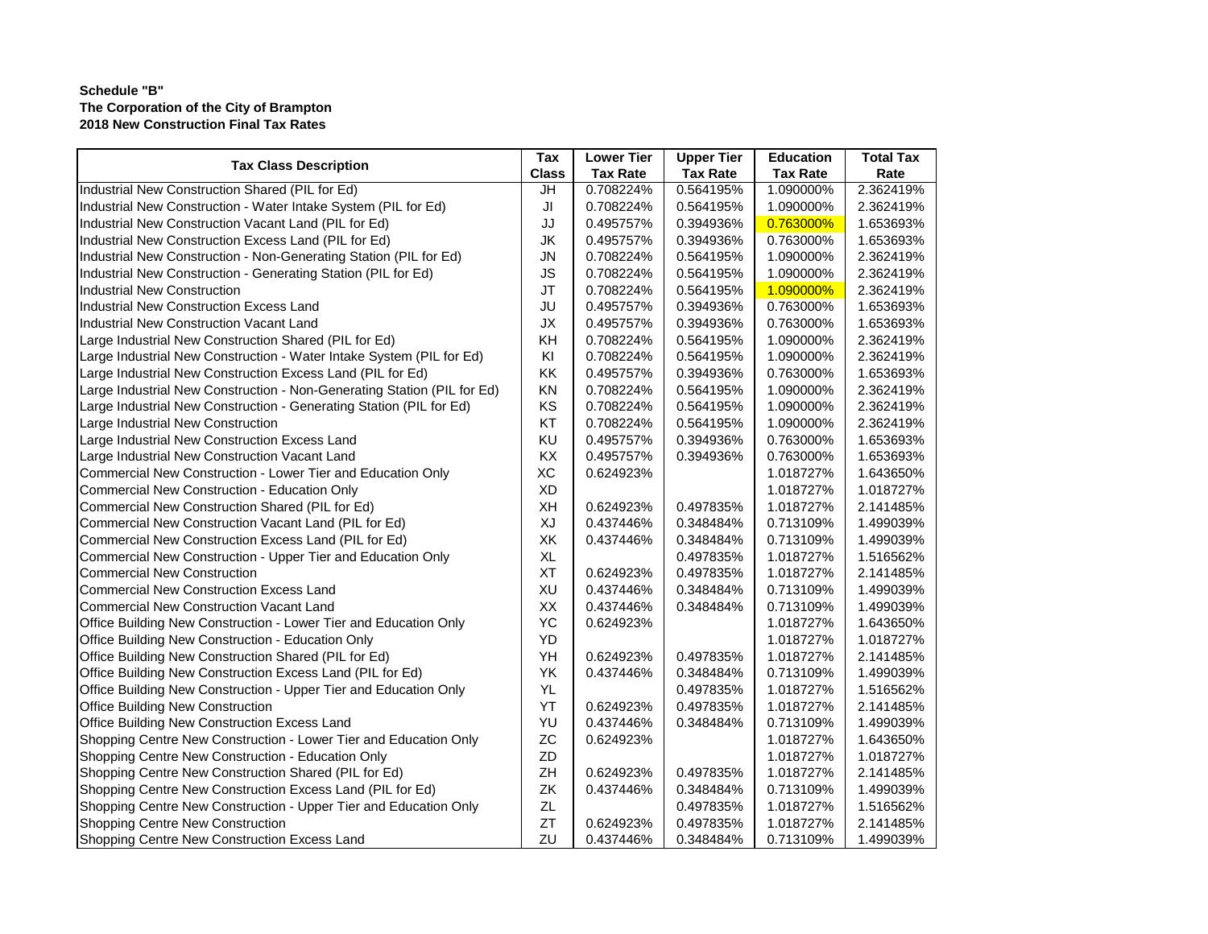**Schedule "B"**
**The Corporation of the City of Brampton**
**2018 New Construction Final Tax Rates**

| Tax Class Description | Tax Class | Lower Tier Tax Rate | Upper Tier Tax Rate | Education Tax Rate | Total Tax Rate |
|---|---|---|---|---|---|
| Industrial New Construction Shared (PIL for Ed) | JH | 0.708224% | 0.564195% | 1.090000% | 2.362419% |
| Industrial New Construction - Water Intake System (PIL for Ed) | JI | 0.708224% | 0.564195% | 1.090000% | 2.362419% |
| Industrial New Construction Vacant Land (PIL for Ed) | JJ | 0.495757% | 0.394936% | 0.763000% | 1.653693% |
| Industrial New Construction Excess Land (PIL for Ed) | JK | 0.495757% | 0.394936% | 0.763000% | 1.653693% |
| Industrial New Construction - Non-Generating Station (PIL for Ed) | JN | 0.708224% | 0.564195% | 1.090000% | 2.362419% |
| Industrial New Construction - Generating Station (PIL for Ed) | JS | 0.708224% | 0.564195% | 1.090000% | 2.362419% |
| Industrial New Construction | JT | 0.708224% | 0.564195% | 1.090000% | 2.362419% |
| Industrial New Construction Excess Land | JU | 0.495757% | 0.394936% | 0.763000% | 1.653693% |
| Industrial New Construction Vacant Land | JX | 0.495757% | 0.394936% | 0.763000% | 1.653693% |
| Large Industrial New Construction Shared (PIL for Ed) | KH | 0.708224% | 0.564195% | 1.090000% | 2.362419% |
| Large Industrial New Construction - Water Intake System (PIL for Ed) | KI | 0.708224% | 0.564195% | 1.090000% | 2.362419% |
| Large Industrial New Construction Excess Land (PIL for Ed) | KK | 0.495757% | 0.394936% | 0.763000% | 1.653693% |
| Large Industrial New Construction - Non-Generating Station (PIL for Ed) | KN | 0.708224% | 0.564195% | 1.090000% | 2.362419% |
| Large Industrial New Construction - Generating Station (PIL for Ed) | KS | 0.708224% | 0.564195% | 1.090000% | 2.362419% |
| Large Industrial New Construction | KT | 0.708224% | 0.564195% | 1.090000% | 2.362419% |
| Large Industrial New Construction Excess Land | KU | 0.495757% | 0.394936% | 0.763000% | 1.653693% |
| Large Industrial New Construction Vacant Land | KX | 0.495757% | 0.394936% | 0.763000% | 1.653693% |
| Commercial New Construction - Lower Tier and Education Only | XC | 0.624923% | | 1.018727% | 1.643650% |
| Commercial New Construction - Education Only | XD | | | 1.018727% | 1.018727% |
| Commercial New Construction Shared (PIL for Ed) | XH | 0.624923% | 0.497835% | 1.018727% | 2.141485% |
| Commercial New Construction Vacant Land (PIL for Ed) | XJ | 0.437446% | 0.348484% | 0.713109% | 1.499039% |
| Commercial New Construction Excess Land (PIL for Ed) | XK | 0.437446% | 0.348484% | 0.713109% | 1.499039% |
| Commercial New Construction - Upper Tier and Education Only | XL | | 0.497835% | 1.018727% | 1.516562% |
| Commercial New Construction | XT | 0.624923% | 0.497835% | 1.018727% | 2.141485% |
| Commercial New Construction Excess Land | XU | 0.437446% | 0.348484% | 0.713109% | 1.499039% |
| Commercial New Construction Vacant Land | XX | 0.437446% | 0.348484% | 0.713109% | 1.499039% |
| Office Building New Construction - Lower Tier and Education Only | YC | 0.624923% | | 1.018727% | 1.643650% |
| Office Building New Construction - Education Only | YD | | | 1.018727% | 1.018727% |
| Office Building New Construction Shared (PIL for Ed) | YH | 0.624923% | 0.497835% | 1.018727% | 2.141485% |
| Office Building New Construction Excess Land (PIL for Ed) | YK | 0.437446% | 0.348484% | 0.713109% | 1.499039% |
| Office Building New Construction - Upper Tier and Education Only | YL | | 0.497835% | 1.018727% | 1.516562% |
| Office Building New Construction | YT | 0.624923% | 0.497835% | 1.018727% | 2.141485% |
| Office Building New Construction Excess Land | YU | 0.437446% | 0.348484% | 0.713109% | 1.499039% |
| Shopping Centre New Construction - Lower Tier and Education Only | ZC | 0.624923% | | 1.018727% | 1.643650% |
| Shopping Centre New Construction - Education Only | ZD | | | 1.018727% | 1.018727% |
| Shopping Centre New Construction Shared (PIL for Ed) | ZH | 0.624923% | 0.497835% | 1.018727% | 2.141485% |
| Shopping Centre New Construction Excess Land (PIL for Ed) | ZK | 0.437446% | 0.348484% | 0.713109% | 1.499039% |
| Shopping Centre New Construction - Upper Tier and Education Only | ZL | | 0.497835% | 1.018727% | 1.516562% |
| Shopping Centre New Construction | ZT | 0.624923% | 0.497835% | 1.018727% | 2.141485% |
| Shopping Centre New Construction Excess Land | ZU | 0.437446% | 0.348484% | 0.713109% | 1.499039% |